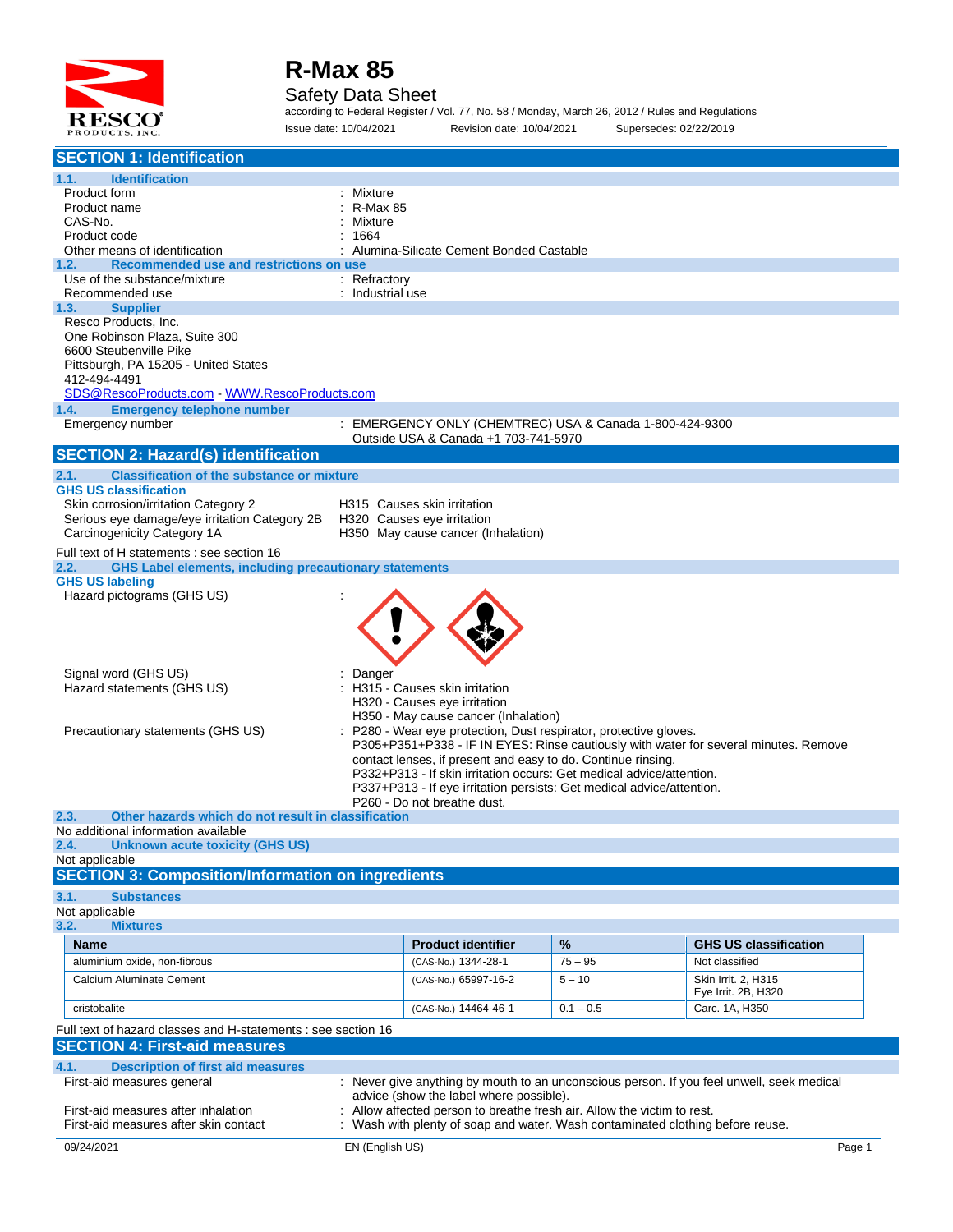# R-Max 85

## Safety Data Sheet

according to Federal Register / Vol. 77, No. 58 / Monday, March 26, 2012 / Rules and Regulations

Issue date: 10/04/2021 Revision date: 10/04/2021 Supersedes: 02/22/2019

## SECTION 1: Identification

### 1.1. Identification

| | |
|---|---|
| Product form | : Mixture |
| Product name | : R-Max 85 |
| CAS-No. | : Mixture |
| Product code | : 1664 |
| Other means of identification | : Alumina-Silicate Cement Bonded Castable |

### 1.2. Recommended use and restrictions on use

| | |
|---|---|
| Use of the substance/mixture | : Refractory |
| Recommended use | : Industrial use |

### 1.3. Supplier

Resco Products, Inc.
One Robinson Plaza, Suite 300
6600 Steubenville Pike
Pittsburgh, PA 15205 - United States
412-494-4491
SDS@RescoProducts.com - WWW.RescoProducts.com

### 1.4. Emergency telephone number

Emergency number : EMERGENCY ONLY (CHEMTREC) USA & Canada 1-800-424-9300
Outside USA & Canada +1 703-741-5970

## SECTION 2: Hazard(s) identification

### 2.1. Classification of the substance or mixture

**GHS US classification**

| | |
|---|---|
| Skin corrosion/irritation Category 2 | H315 Causes skin irritation |
| Serious eye damage/eye irritation Category 2B | H320 Causes eye irritation |
| Carcinogenicity Category 1A | H350 May cause cancer (Inhalation) |

Full text of H statements : see section 16

### 2.2. GHS Label elements, including precautionary statements

**GHS US labeling**

Hazard pictograms (GHS US) :

Signal word (GHS US) : Danger

Hazard statements (GHS US) : H315 - Causes skin irritation
H320 - Causes eye irritation
H350 - May cause cancer (Inhalation)

Precautionary statements (GHS US) : P280 - Wear eye protection, Dust respirator, protective gloves.
P305+P351+P338 - IF IN EYES: Rinse cautiously with water for several minutes. Remove contact lenses, if present and easy to do. Continue rinsing.
P332+P313 - If skin irritation occurs: Get medical advice/attention.
P337+P313 - If eye irritation persists: Get medical advice/attention.
P260 - Do not breathe dust.

### 2.3. Other hazards which do not result in classification

No additional information available

### 2.4. Unknown acute toxicity (GHS US)

Not applicable

## SECTION 3: Composition/Information on ingredients

### 3.1. Substances

Not applicable

### 3.2. Mixtures

| Name | Product identifier | % | GHS US classification |
|---|---|---|---|
| aluminium oxide, non-fibrous | (CAS-No.) 1344-28-1 | 75 – 95 | Not classified |
| Calcium Aluminate Cement | (CAS-No.) 65997-16-2 | 5 – 10 | Skin Irrit. 2, H315<br>Eye Irrit. 2B, H320 |
| cristobalite | (CAS-No.) 14464-46-1 | 0.1 – 0.5 | Carc. 1A, H350 |

Full text of hazard classes and H-statements : see section 16

## SECTION 4: First-aid measures

### 4.1. Description of first aid measures

| | |
|---|---|
| First-aid measures general | : Never give anything by mouth to an unconscious person. If you feel unwell, seek medical advice (show the label where possible). |
| First-aid measures after inhalation | : Allow affected person to breathe fresh air. Allow the victim to rest. |
| First-aid measures after skin contact | : Wash with plenty of soap and water. Wash contaminated clothing before reuse. |

09/24/2021 EN (English US)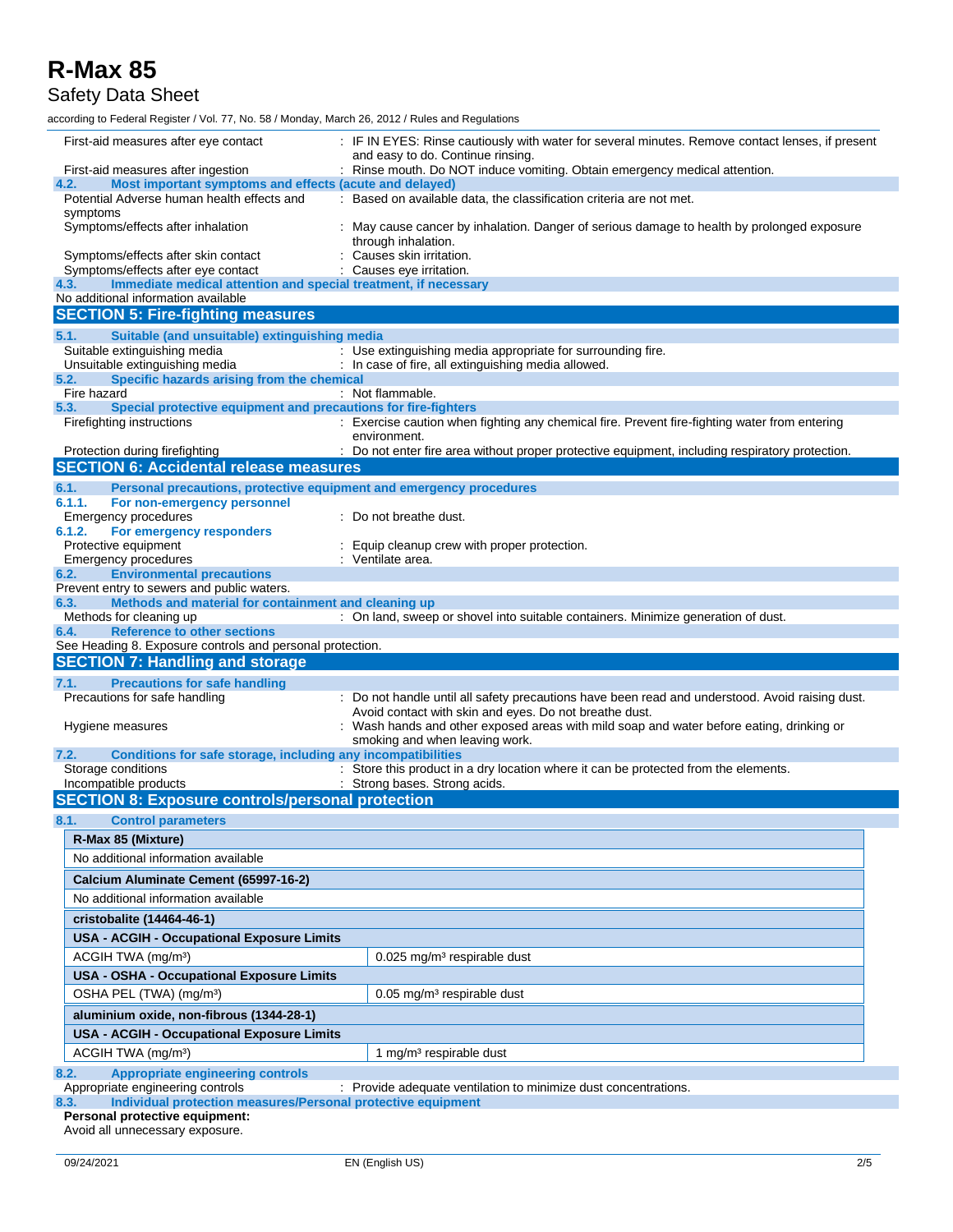First-aid measures after eye contact : IF IN EYES: Rinse cautiously with water for several minutes. Remove contact lenses, if present and easy to do. Continue rinsing.

First-aid measures after ingestion : Rinse mouth. Do NOT induce vomiting. Obtain emergency medical attention.

### 4.2. Most important symptoms and effects (acute and delayed)

Potential Adverse human health effects and symptoms : Based on available data, the classification criteria are not met.

Symptoms/effects after inhalation : May cause cancer by inhalation. Danger of serious damage to health by prolonged exposure through inhalation.

Symptoms/effects after skin contact : Causes skin irritation.

Symptoms/effects after eye contact : Causes eye irritation.

### 4.3. Immediate medical attention and special treatment, if necessary

No additional information available

## SECTION 5: Fire-fighting measures

### 5.1. Suitable (and unsuitable) extinguishing media

Suitable extinguishing media : Use extinguishing media appropriate for surrounding fire.

Unsuitable extinguishing media : In case of fire, all extinguishing media allowed.

### 5.2. Specific hazards arising from the chemical

Fire hazard : Not flammable.

### 5.3. Special protective equipment and precautions for fire-fighters

Firefighting instructions : Exercise caution when fighting any chemical fire. Prevent fire-fighting water from entering environment.

Protection during firefighting : Do not enter fire area without proper protective equipment, including respiratory protection.

## SECTION 6: Accidental release measures

### 6.1. Personal precautions, protective equipment and emergency procedures

#### 6.1.1. For non-emergency personnel

Emergency procedures : Do not breathe dust.

#### 6.1.2. For emergency responders

Protective equipment : Equip cleanup crew with proper protection.

Emergency procedures : Ventilate area.

### 6.2. Environmental precautions

Prevent entry to sewers and public waters.

### 6.3. Methods and material for containment and cleaning up

Methods for cleaning up : On land, sweep or shovel into suitable containers. Minimize generation of dust.

### 6.4. Reference to other sections

See Heading 8. Exposure controls and personal protection.

## SECTION 7: Handling and storage

### 7.1. Precautions for safe handling

Precautions for safe handling : Do not handle until all safety precautions have been read and understood. Avoid raising dust. Avoid contact with skin and eyes. Do not breathe dust.

Hygiene measures : Wash hands and other exposed areas with mild soap and water before eating, drinking or smoking and when leaving work.

### 7.2. Conditions for safe storage, including any incompatibilities

Storage conditions : Store this product in a dry location where it can be protected from the elements.

Incompatible products : Strong bases. Strong acids.

## SECTION 8: Exposure controls/personal protection

### 8.1. Control parameters

| **R-Max 85 (Mixture)** | |
|---|---|
| No additional information available | |
| **Calcium Aluminate Cement (65997-16-2)** | |
| No additional information available | |
| **cristobalite (14464-46-1)** | |
| **USA - ACGIH - Occupational Exposure Limits** | |
| ACGIH TWA (mg/m³) | 0.025 mg/m³ respirable dust |
| **USA - OSHA - Occupational Exposure Limits** | |
| OSHA PEL (TWA) (mg/m³) | 0.05 mg/m³ respirable dust |
| **aluminium oxide, non-fibrous (1344-28-1)** | |
| **USA - ACGIH - Occupational Exposure Limits** | |
| ACGIH TWA (mg/m³) | 1 mg/m³ respirable dust |

### 8.2. Appropriate engineering controls

Appropriate engineering controls : Provide adequate ventilation to minimize dust concentrations.

### 8.3. Individual protection measures/Personal protective equipment

**Personal protective equipment:**

Avoid all unnecessary exposure.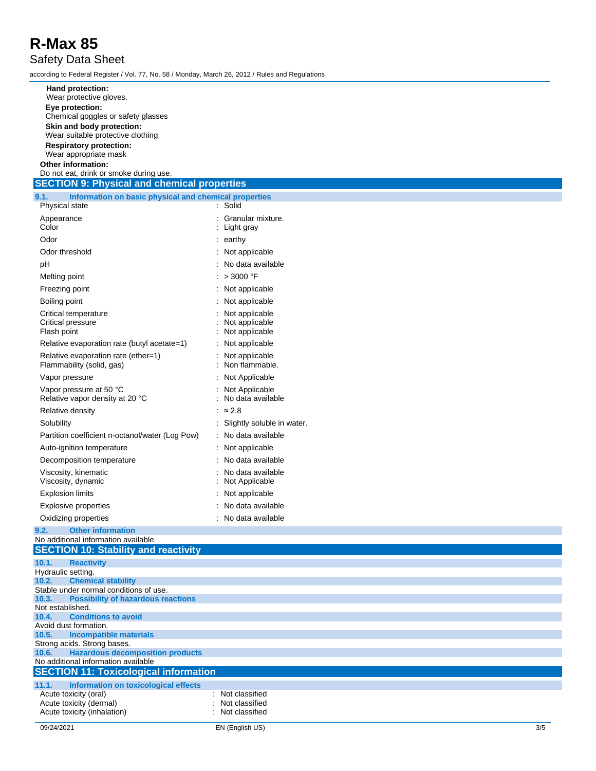**Hand protection:**

Wear protective gloves.

**Eye protection:**

Chemical goggles or safety glasses

**Skin and body protection:**

Wear suitable protective clothing

**Respiratory protection:**

Wear appropriate mask

**Other information:**

Do not eat, drink or smoke during use.

## SECTION 9: Physical and chemical properties

### 9.1. Information on basic physical and chemical properties

| Property | Value |
|---|---|
| Physical state | Solid |
| Appearance | Granular mixture. |
| Color | Light gray |
| Odor | earthy |
| Odor threshold | Not applicable |
| pH | No data available |
| Melting point | > 3000 °F |
| Freezing point | Not applicable |
| Boiling point | Not applicable |
| Critical temperature | Not applicable |
| Critical pressure | Not applicable |
| Flash point | Not applicable |
| Relative evaporation rate (butyl acetate=1) | Not applicable |
| Relative evaporation rate (ether=1) | Not applicable |
| Flammability (solid, gas) | Non flammable. |
| Vapor pressure | Not Applicable |
| Vapor pressure at 50 °C | Not Applicable |
| Relative vapor density at 20 °C | No data available |
| Relative density | ≈ 2.8 |
| Solubility | Slightly soluble in water. |
| Partition coefficient n-octanol/water (Log Pow) | No data available |
| Auto-ignition temperature | Not applicable |
| Decomposition temperature | No data available |
| Viscosity, kinematic | No data available |
| Viscosity, dynamic | Not Applicable |
| Explosion limits | Not applicable |
| Explosive properties | No data available |
| Oxidizing properties | No data available |

### 9.2. Other information

No additional information available

## SECTION 10: Stability and reactivity

### 10.1. Reactivity

Hydraulic setting.

### 10.2. Chemical stability

Stable under normal conditions of use.

### 10.3. Possibility of hazardous reactions

Not established.

### 10.4. Conditions to avoid

Avoid dust formation.

### 10.5. Incompatible materials

Strong acids. Strong bases.

### 10.6. Hazardous decomposition products

No additional information available

## SECTION 11: Toxicological information

### 11.1. Information on toxicological effects

| Effect | Classification |
|---|---|
| Acute toxicity (oral) | Not classified |
| Acute toxicity (dermal) | Not classified |
| Acute toxicity (inhalation) | Not classified |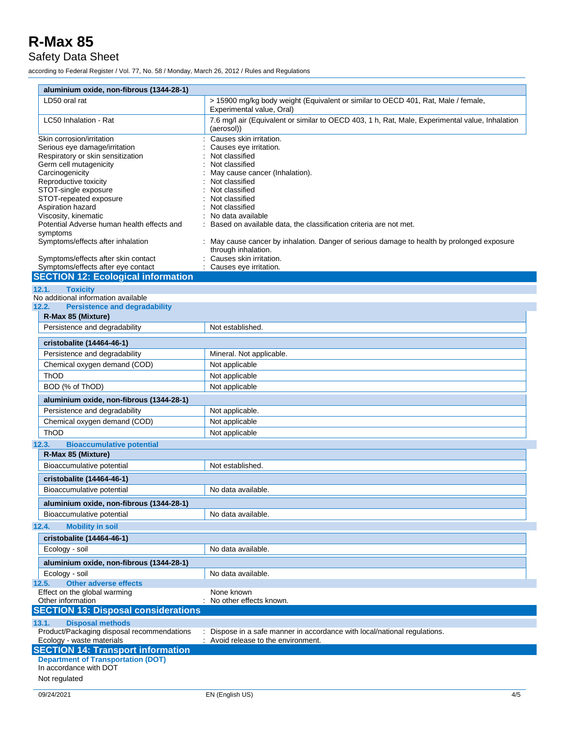| aluminium oxide, non-fibrous (1344-28-1) | |
|---|---|
| LD50 oral rat | > 15900 mg/kg body weight (Equivalent or similar to OECD 401, Rat, Male / female, Experimental value, Oral) |
| LC50 Inhalation - Rat | 7.6 mg/l air (Equivalent or similar to OECD 403, 1 h, Rat, Male, Experimental value, Inhalation (aerosol)) |

Skin corrosion/irritation : Causes skin irritation.

Serious eye damage/irritation : Causes eye irritation.

Respiratory or skin sensitization : Not classified

Germ cell mutagenicity : Not classified

Carcinogenicity : May cause cancer (Inhalation).

Reproductive toxicity : Not classified

STOT-single exposure : Not classified

STOT-repeated exposure : Not classified

Aspiration hazard : Not classified

Viscosity, kinematic : No data available

Potential Adverse human health effects and symptoms : Based on available data, the classification criteria are not met.

Symptoms/effects after inhalation : May cause cancer by inhalation. Danger of serious damage to health by prolonged exposure through inhalation.

Symptoms/effects after skin contact : Causes skin irritation.

Symptoms/effects after eye contact : Causes eye irritation.

## SECTION 12: Ecological information

### 12.1. Toxicity

No additional information available

### 12.2. Persistence and degradability

| R-Max 85 (Mixture) | |
|---|---|
| Persistence and degradability | Not established. |

| cristobalite (14464-46-1) | |
|---|---|
| Persistence and degradability | Mineral. Not applicable. |
| Chemical oxygen demand (COD) | Not applicable |
| ThOD | Not applicable |
| BOD (% of ThOD) | Not applicable |

| aluminium oxide, non-fibrous (1344-28-1) | |
|---|---|
| Persistence and degradability | Not applicable. |
| Chemical oxygen demand (COD) | Not applicable |
| ThOD | Not applicable |

### 12.3. Bioaccumulative potential

| R-Max 85 (Mixture) | |
|---|---|
| Bioaccumulative potential | Not established. |

| cristobalite (14464-46-1) | |
|---|---|
| Bioaccumulative potential | No data available. |

| aluminium oxide, non-fibrous (1344-28-1) | |
|---|---|
| Bioaccumulative potential | No data available. |

### 12.4. Mobility in soil

| cristobalite (14464-46-1) | |
|---|---|
| Ecology - soil | No data available. |

| aluminium oxide, non-fibrous (1344-28-1) | |
|---|---|
| Ecology - soil | No data available. |

### 12.5. Other adverse effects

Effect on the global warming None known

Other information : No other effects known.

## SECTION 13: Disposal considerations

### 13.1. Disposal methods

Product/Packaging disposal recommendations : Dispose in a safe manner in accordance with local/national regulations.

Ecology - waste materials : Avoid release to the environment.

## SECTION 14: Transport information

**Department of Transportation (DOT)**

In accordance with DOT

Not regulated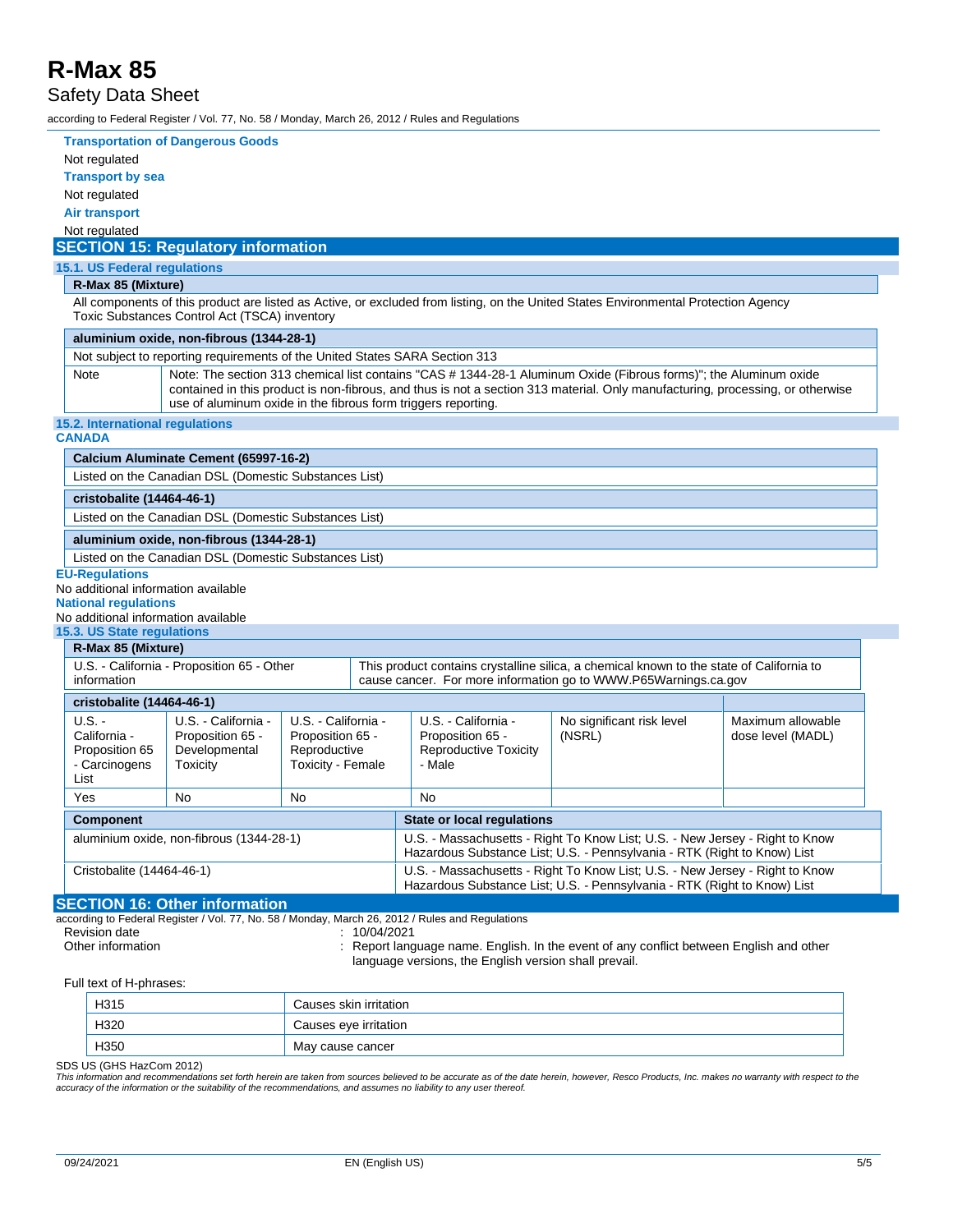**Transportation of Dangerous Goods**

Not regulated

**Transport by sea**

Not regulated

**Air transport**

Not regulated

## SECTION 15: Regulatory information

### 15.1. US Federal regulations

**R-Max 85 (Mixture)**

All components of this product are listed as Active, or excluded from listing, on the United States Environmental Protection Agency Toxic Substances Control Act (TSCA) inventory

| **aluminium oxide, non-fibrous (1344-28-1)** | |
|---|---|
| Not subject to reporting requirements of the United States SARA Section 313 | |
| Note | Note: The section 313 chemical list contains "CAS # 1344-28-1 Aluminum Oxide (Fibrous forms)"; the Aluminum oxide contained in this product is non-fibrous, and thus is not a section 313 material. Only manufacturing, processing, or otherwise use of aluminum oxide in the fibrous form triggers reporting. |

### 15.2. International regulations

**CANADA**

| **Calcium Aluminate Cement (65997-16-2)** |
|---|
| Listed on the Canadian DSL (Domestic Substances List) |

| **cristobalite (14464-46-1)** |
|---|
| Listed on the Canadian DSL (Domestic Substances List) |

| **aluminium oxide, non-fibrous (1344-28-1)** |
|---|
| Listed on the Canadian DSL (Domestic Substances List) |

**EU-Regulations**

No additional information available

**National regulations**

No additional information available

### 15.3. US State regulations

| **R-Max 85 (Mixture)** | |
|---|---|
| U.S. - California - Proposition 65 - Other information | This product contains crystalline silica, a chemical known to the state of California to cause cancer. For more information go to WWW.P65Warnings.ca.gov |

| **cristobalite (14464-46-1)** | | | | | |
|---|---|---|---|---|---|
| U.S. - California - Proposition 65 - Carcinogens List | U.S. - California - Proposition 65 - Developmental Toxicity | U.S. - California - Proposition 65 - Reproductive Toxicity - Female | U.S. - California - Proposition 65 - Reproductive Toxicity - Male | No significant risk level (NSRL) | Maximum allowable dose level (MADL) |
| Yes | No | No | No | | |

| Component | State or local regulations |
|---|---|
| aluminium oxide, non-fibrous (1344-28-1) | U.S. - Massachusetts - Right To Know List; U.S. - New Jersey - Right to Know Hazardous Substance List; U.S. - Pennsylvania - RTK (Right to Know) List |
| Cristobalite (14464-46-1) | U.S. - Massachusetts - Right To Know List; U.S. - New Jersey - Right to Know Hazardous Substance List; U.S. - Pennsylvania - RTK (Right to Know) List |

## SECTION 16: Other information

according to Federal Register / Vol. 77, No. 58 / Monday, March 26, 2012 / Rules and Regulations

Revision date : 10/04/2021

Other information : Report language name. English. In the event of any conflict between English and other language versions, the English version shall prevail.

Full text of H-phrases:

| | |
|---|---|
| H315 | Causes skin irritation |
| H320 | Causes eye irritation |
| H350 | May cause cancer |

SDS US (GHS HazCom 2012)

*This information and recommendations set forth herein are taken from sources believed to be accurate as of the date herein, however, Resco Products, Inc. makes no warranty with respect to the accuracy of the information or the suitability of the recommendations, and assumes no liability to any user thereof.*